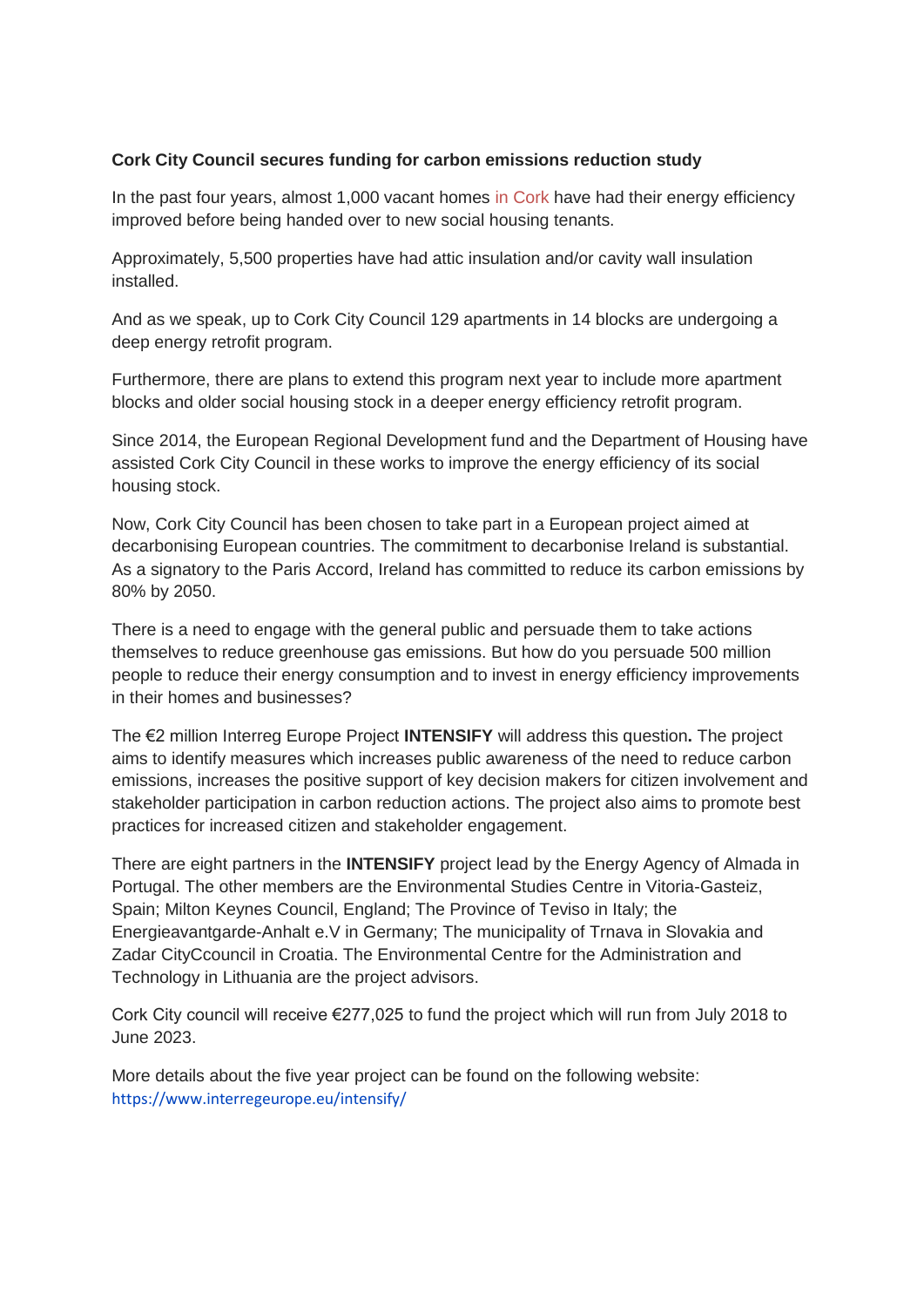**Cork City Council secures funding for carbon emissions reduction study**

In the past four years, almost 1,000 vacant homes in Cork have had their energy efficiency improved before being handed over to new social housing tenants.

Approximately, 5,500 properties have had attic insulation and/or cavity wall insulation installed.

And as we speak, up to Cork City Council 129 apartments in 14 blocks are undergoing a deep energy retrofit program.

Furthermore, there are plans to extend this program next year to include more apartment blocks and older social housing stock in a deeper energy efficiency retrofit program.

Since 2014, the European Regional Development fund and the Department of Housing have assisted Cork City Council in these works to improve the energy efficiency of its social housing stock.

Now, Cork City Council has been chosen to take part in a European project aimed at decarbonising European countries. The commitment to decarbonise Ireland is substantial. As a signatory to the Paris Accord, Ireland has committed to reduce its carbon emissions by 80% by 2050.

There is a need to engage with the general public and persuade them to take actions themselves to reduce greenhouse gas emissions. But how do you persuade 500 million people to reduce their energy consumption and to invest in energy efficiency improvements in their homes and businesses?

The €2 million Interreg Europe Project **INTENSIFY** will address this question**.** The project aims to identify measures which increases public awareness of the need to reduce carbon emissions, increases the positive support of key decision makers for citizen involvement and stakeholder participation in carbon reduction actions. The project also aims to promote best practices for increased citizen and stakeholder engagement.

There are eight partners in the **INTENSIFY** project lead by the Energy Agency of Almada in Portugal. The other members are the Environmental Studies Centre in Vitoria-Gasteiz, Spain; Milton Keynes Council, England; The Province of Teviso in Italy; the Energieavantgarde-Anhalt e.V in Germany; The municipality of Trnava in Slovakia and Zadar CityCcouncil in Croatia. The Environmental Centre for the Administration and Technology in Lithuania are the project advisors.

Cork City council will receive €277,025 to fund the project which will run from July 2018 to June 2023.

More details about the five year project can be found on the following website: https://www.interregeurope.eu/intensify/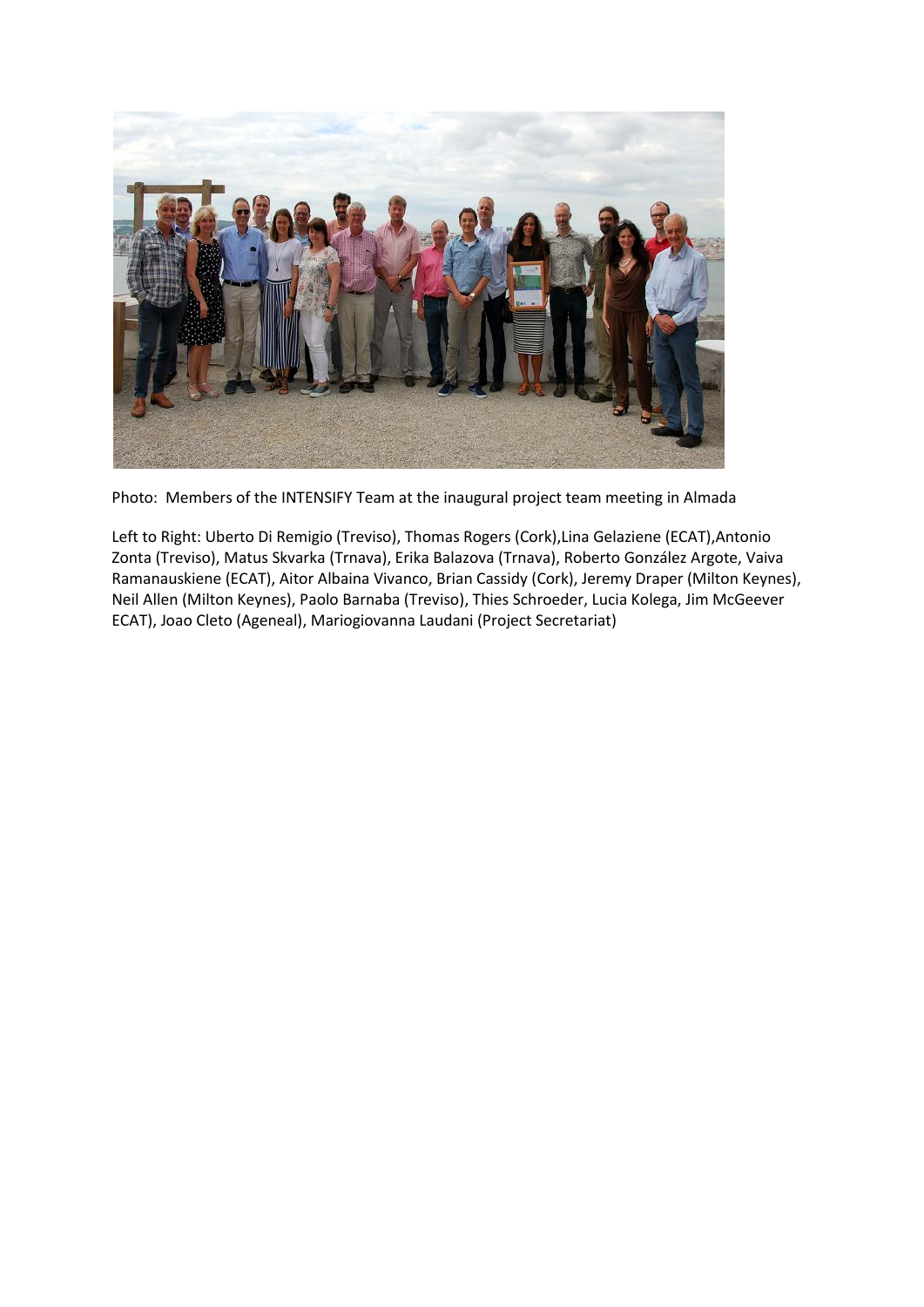Photo: Members of the INTENSIFY Team at the inaugural project team meeting in Almada

Left to Right: Uberto Di Remigio (Treviso), Thomas Rogers (Cork),Lina Gelaziene (ECAT),Antonio Zonta (Treviso), Matus Skvarka (Trnava), Erika Balazova (Trnava), Roberto González Argote, Vaiva Ramanauskiene (ECAT), Aitor Albaina Vivanco, Brian Cassidy (Cork), Jeremy Draper (Milton Keynes), Neil Allen (Milton Keynes), Paolo Barnaba (Treviso), Thies Schroeder, Lucia Kolega, Jim McGeever ECAT), Joao Cleto (Ageneal), Mariogiovanna Laudani (Project Secretariat)